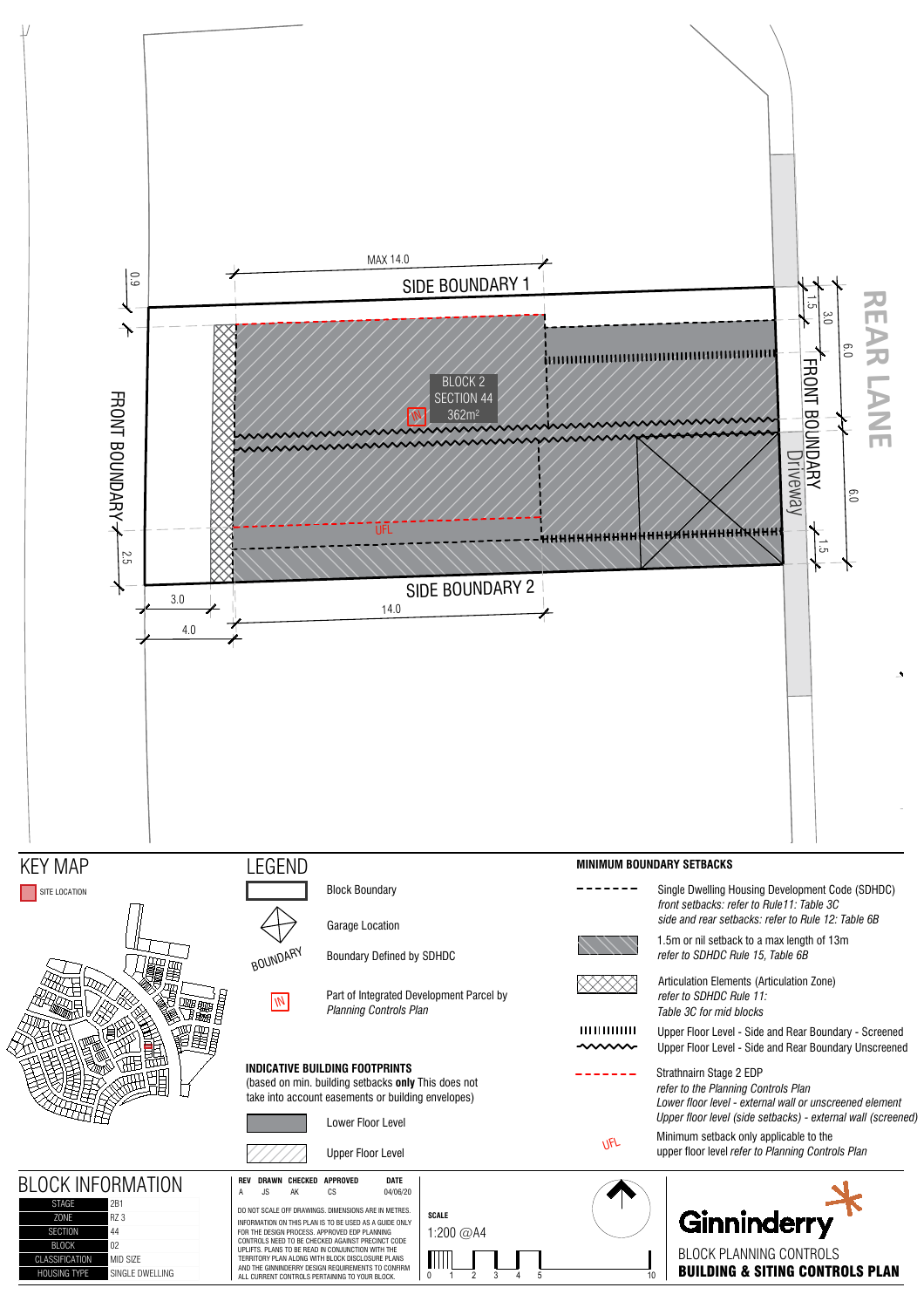MAX 14.0

SIDE BOUNDARY 1

0.9

FRONT BOUNDARY

BLOCK 2
SECTION 44
362m²

UFL

2.5

SIDE BOUNDARY 2

3.0

4.0

14.0

1.5

3.0

6.0

FRONT BOUNDARY

Driveway

6.0

1.5

REAR LANE

## KEY MAP

SITE LOCATION

## LEGEND

- Block Boundary
- Garage Location
- BOUNDARY — Boundary Defined by SDHDC
- Part of Integrated Development Parcel by *Planning Controls Plan*

**INDICATIVE BUILDING FOOTPRINTS**
(based on min. building setbacks **only** This does not take into account easements or building envelopes)

- Lower Floor Level
- Upper Floor Level

## MINIMUM BOUNDARY SETBACKS

- Single Dwelling Housing Development Code (SDHDC)
  *front setbacks: refer to Rule11: Table 3C*
  *side and rear setbacks: refer to Rule 12: Table 6B*
- 1.5m or nil setback to a max length of 13m
  *refer to SDHDC Rule 15, Table 6B*
- Articulation Elements (Articulation Zone)
  *refer to SDHDC Rule 11: Table 3C for mid blocks*
- Upper Floor Level - Side and Rear Boundary - Screened
- Upper Floor Level - Side and Rear Boundary Unscreened
- Strathnairn Stage 2 EDP
  *refer to the Planning Controls Plan*
  *Lower floor level - external wall or unscreened element*
  *Upper floor level (side setbacks) - external wall (screened)*
- UFL — Minimum setback only applicable to the upper floor level *refer to Planning Controls Plan*

## BLOCK INFORMATION

| | |
|---|---|
| STAGE | 2B1 |
| ZONE | RZ 3 |
| SECTION | 44 |
| BLOCK | 02 |
| CLASSIFICATION | MID SIZE |
| HOUSING TYPE | SINGLE DWELLING |

| REV | DRAWN | CHECKED | APPROVED | DATE |
|---|---|---|---|---|
| A | JS | AK | CS | 04/06/20 |

DO NOT SCALE OFF DRAWINGS. DIMENSIONS ARE IN METRES.
INFORMATION ON THIS PLAN IS TO BE USED AS A GUIDE ONLY FOR THE DESIGN PROCESS. APPROVED EDP PLANNING CONTROLS NEED TO BE CHECKED AGAINST PRECINCT CODE UPLIFTS. PLANS TO BE READ IN CONJUNCTION WITH THE TERRITORY PLAN ALONG WITH BLOCK DISCLOSURE PLANS AND THE GINNINDERRY DESIGN REQUIREMENTS TO CONFIRM ALL CURRENT CONTROLS PERTAINING TO YOUR BLOCK.

**SCALE**
1:200 @A4

0 1 2 3 4 5 10

Ginninderry

BLOCK PLANNING CONTROLS
**BUILDING & SITING CONTROLS PLAN**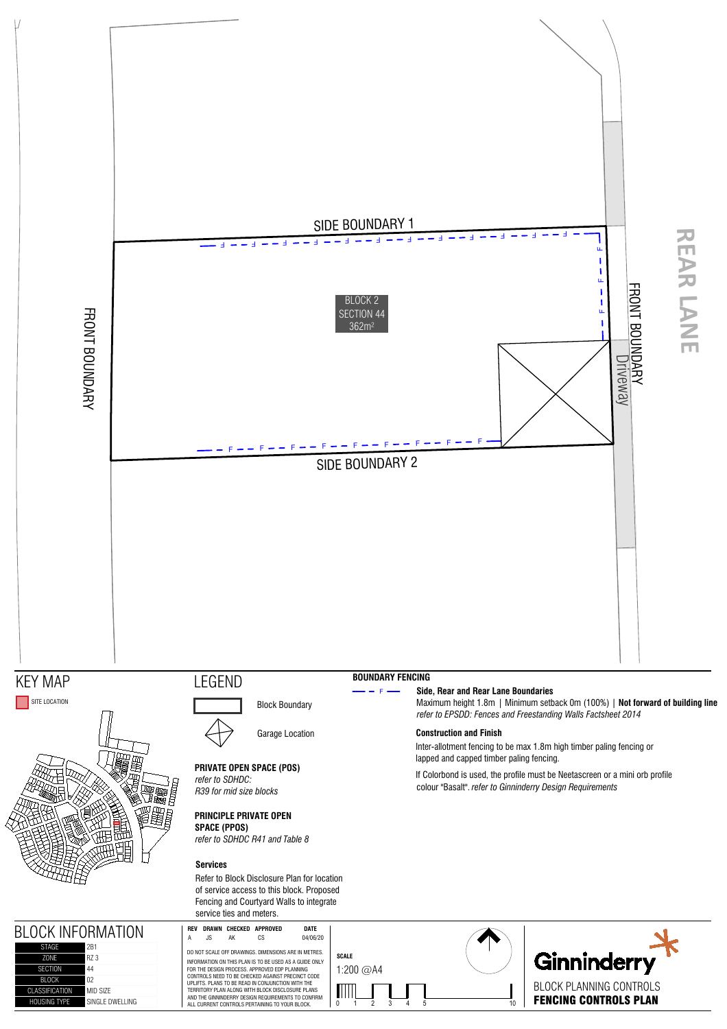SIDE BOUNDARY 1

BLOCK 2
SECTION 44
362m²

FRONT BOUNDARY

FRONT BOUNDARY
Driveway

REAR LANE

SIDE BOUNDARY 2

## KEY MAP

SITE LOCATION

## LEGEND

Block Boundary

Garage Location

**PRIVATE OPEN SPACE (POS)**
*refer to SDHDC:*
*R39 for mid size blocks*

**PRINCIPLE PRIVATE OPEN SPACE (PPOS)**
*refer to SDHDC R41 and Table 8*

**Services**

Refer to Block Disclosure Plan for location of service access to this block. Proposed Fencing and Courtyard Walls to integrate service ties and meters.

## BOUNDARY FENCING

**Side, Rear and Rear Lane Boundaries**
Maximum height 1.8m | Minimum setback 0m (100%) | **Not forward of building line**
*refer to EPSDD: Fences and Freestanding Walls Factsheet 2014*

**Construction and Finish**

Inter-allotment fencing to be max 1.8m high timber paling fencing or lapped and capped timber paling fencing.

If Colorbond is used, the profile must be Neetascreen or a mini orb profile colour "Basalt". *refer to Ginninderry Design Requirements*

## BLOCK INFORMATION

| | |
|---|---|
| STAGE | 2B1 |
| ZONE | RZ 3 |
| SECTION | 44 |
| BLOCK | 02 |
| CLASSIFICATION | MID SIZE |
| HOUSING TYPE | SINGLE DWELLING |

| REV | DRAWN | CHECKED | APPROVED | DATE |
|---|---|---|---|---|
| A | JS | AK | CS | 04/06/20 |

DO NOT SCALE OFF DRAWINGS. DIMENSIONS ARE IN METRES.
INFORMATION ON THIS PLAN IS TO BE USED AS A GUIDE ONLY FOR THE DESIGN PROCESS. APPROVED EDP PLANNING CONTROLS NEED TO BE CHECKED AGAINST PRECINCT CODE UPLIFTS. PLANS TO BE READ IN CONJUNCTION WITH THE TERRITORY PLAN ALONG WITH BLOCK DISCLOSURE PLANS AND THE GINNINDERRY DESIGN REQUIREMENTS TO CONFIRM ALL CURRENT CONTROLS PERTAINING TO YOUR BLOCK.

**SCALE**
1:200 @A4

0 1 2 3 4 5 10

Ginninderry

BLOCK PLANNING CONTROLS
**FENCING CONTROLS PLAN**